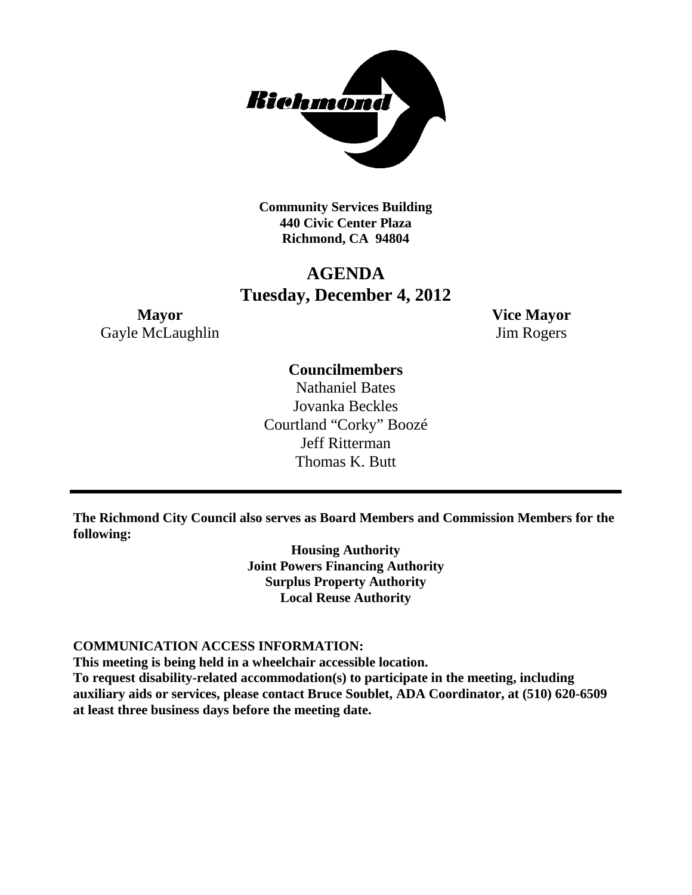**Community Services Building**
**440 Civic Center Plaza**
**Richmond, CA 94804**

# AGENDA
## Tuesday, December 4, 2012

**Mayor**
Gayle McLaughlin

**Vice Mayor**
Jim Rogers

**Councilmembers**
Nathaniel Bates
Jovanka Beckles
Courtland "Corky" Boozé
Jeff Ritterman
Thomas K. Butt

---

**The Richmond City Council also serves as Board Members and Commission Members for the following:**

**Housing Authority**
**Joint Powers Financing Authority**
**Surplus Property Authority**
**Local Reuse Authority**

**COMMUNICATION ACCESS INFORMATION:**
**This meeting is being held in a wheelchair accessible location.**
**To request disability-related accommodation(s) to participate in the meeting, including auxiliary aids or services, please contact Bruce Soublet, ADA Coordinator, at (510) 620-6509 at least three business days before the meeting date.**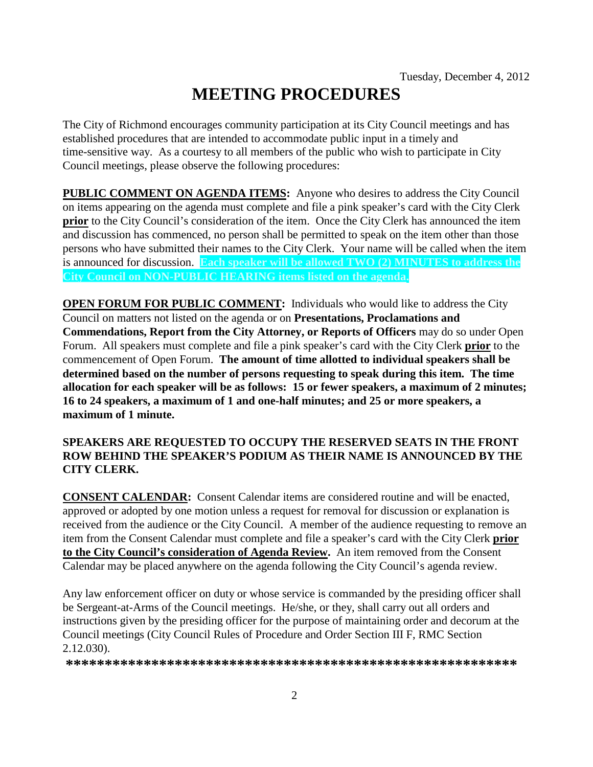Tuesday, December 4, 2012

# MEETING PROCEDURES

The City of Richmond encourages community participation at its City Council meetings and has established procedures that are intended to accommodate public input in a timely and time-sensitive way. As a courtesy to all members of the public who wish to participate in City Council meetings, please observe the following procedures:

**PUBLIC COMMENT ON AGENDA ITEMS:** Anyone who desires to address the City Council on items appearing on the agenda must complete and file a pink speaker's card with the City Clerk **prior** to the City Council's consideration of the item. Once the City Clerk has announced the item and discussion has commenced, no person shall be permitted to speak on the item other than those persons who have submitted their names to the City Clerk. Your name will be called when the item is announced for discussion. **Each speaker will be allowed TWO (2) MINUTES to address the City Council on NON-PUBLIC HEARING items listed on the agenda.**

**OPEN FORUM FOR PUBLIC COMMENT:** Individuals who would like to address the City Council on matters not listed on the agenda or on **Presentations, Proclamations and Commendations, Report from the City Attorney, or Reports of Officers** may do so under Open Forum. All speakers must complete and file a pink speaker's card with the City Clerk **prior** to the commencement of Open Forum. **The amount of time allotted to individual speakers shall be determined based on the number of persons requesting to speak during this item. The time allocation for each speaker will be as follows: 15 or fewer speakers, a maximum of 2 minutes; 16 to 24 speakers, a maximum of 1 and one-half minutes; and 25 or more speakers, a maximum of 1 minute.**

**SPEAKERS ARE REQUESTED TO OCCUPY THE RESERVED SEATS IN THE FRONT ROW BEHIND THE SPEAKER'S PODIUM AS THEIR NAME IS ANNOUNCED BY THE CITY CLERK.**

**CONSENT CALENDAR:** Consent Calendar items are considered routine and will be enacted, approved or adopted by one motion unless a request for removal for discussion or explanation is received from the audience or the City Council. A member of the audience requesting to remove an item from the Consent Calendar must complete and file a speaker's card with the City Clerk **prior to the City Council's consideration of Agenda Review.** An item removed from the Consent Calendar may be placed anywhere on the agenda following the City Council's agenda review.

Any law enforcement officer on duty or whose service is commanded by the presiding officer shall be Sergeant-at-Arms of the Council meetings. He/she, or they, shall carry out all orders and instructions given by the presiding officer for the purpose of maintaining order and decorum at the Council meetings (City Council Rules of Procedure and Order Section III F, RMC Section 2.12.030).

**********************************************************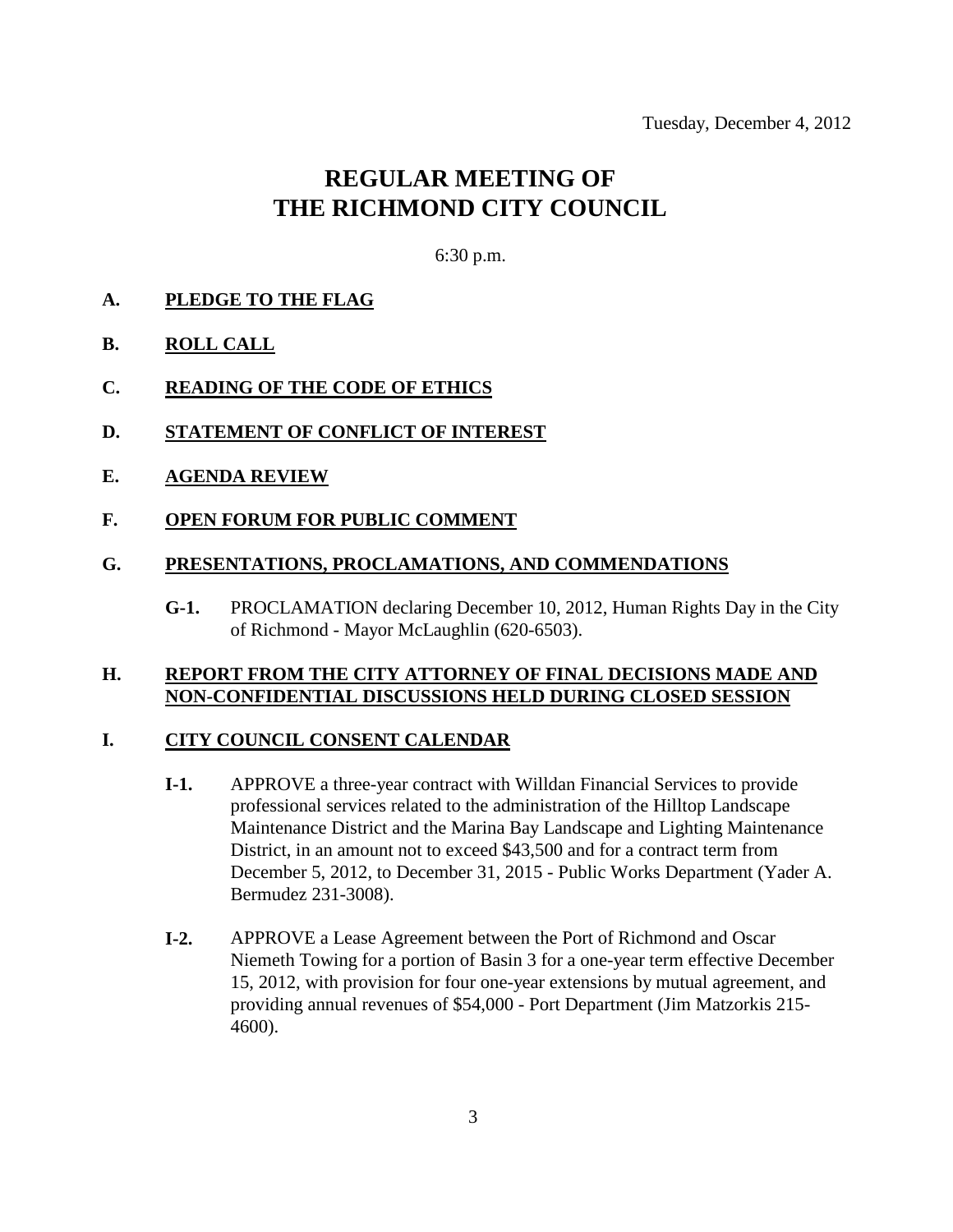Tuesday, December 4, 2012

# REGULAR MEETING OF THE RICHMOND CITY COUNCIL

6:30 p.m.

**A. PLEDGE TO THE FLAG**

**B. ROLL CALL**

**C. READING OF THE CODE OF ETHICS**

**D. STATEMENT OF CONFLICT OF INTEREST**

**E. AGENDA REVIEW**

**F. OPEN FORUM FOR PUBLIC COMMENT**

**G. PRESENTATIONS, PROCLAMATIONS, AND COMMENDATIONS**

**G-1.** PROCLAMATION declaring December 10, 2012, Human Rights Day in the City of Richmond - Mayor McLaughlin (620-6503).

**H. REPORT FROM THE CITY ATTORNEY OF FINAL DECISIONS MADE AND NON-CONFIDENTIAL DISCUSSIONS HELD DURING CLOSED SESSION**

**I. CITY COUNCIL CONSENT CALENDAR**

**I-1.** APPROVE a three-year contract with Willdan Financial Services to provide professional services related to the administration of the Hilltop Landscape Maintenance District and the Marina Bay Landscape and Lighting Maintenance District, in an amount not to exceed $43,500 and for a contract term from December 5, 2012, to December 31, 2015 - Public Works Department (Yader A. Bermudez 231-3008).

**I-2.** APPROVE a Lease Agreement between the Port of Richmond and Oscar Niemeth Towing for a portion of Basin 3 for a one-year term effective December 15, 2012, with provision for four one-year extensions by mutual agreement, and providing annual revenues of $54,000 - Port Department (Jim Matzorkis 215-4600).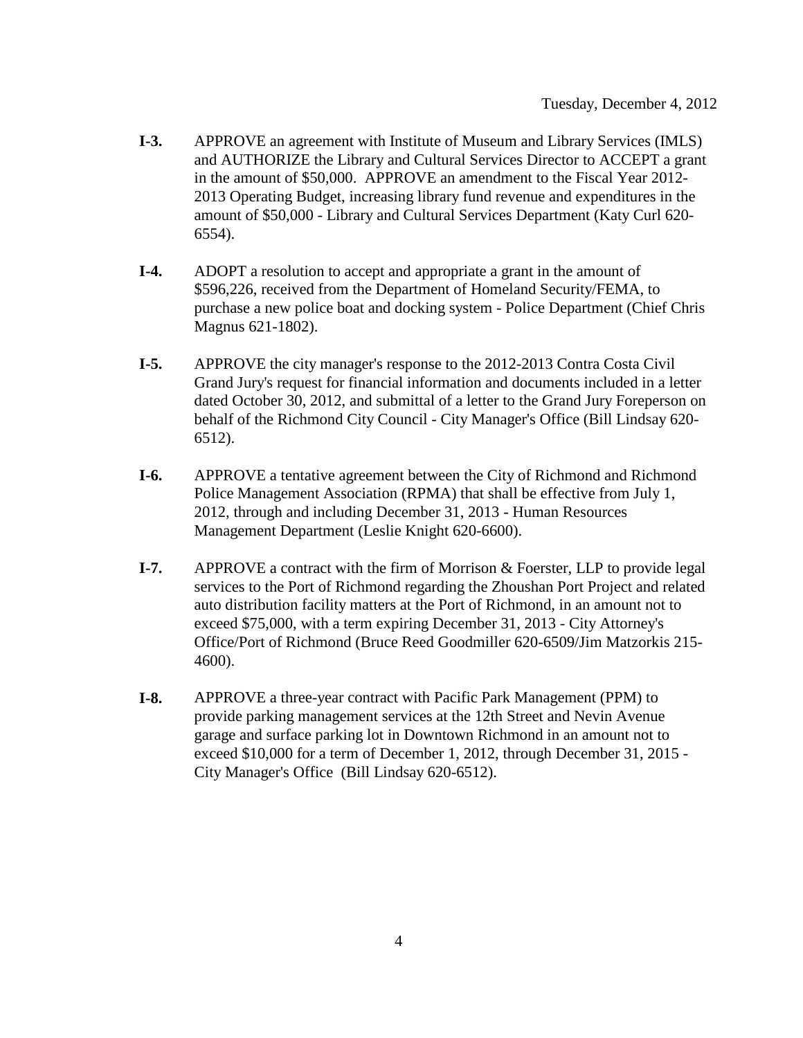Tuesday, December 4, 2012

**I-3.** APPROVE an agreement with Institute of Museum and Library Services (IMLS) and AUTHORIZE the Library and Cultural Services Director to ACCEPT a grant in the amount of $50,000. APPROVE an amendment to the Fiscal Year 2012-2013 Operating Budget, increasing library fund revenue and expenditures in the amount of $50,000 - Library and Cultural Services Department (Katy Curl 620-6554).

**I-4.** ADOPT a resolution to accept and appropriate a grant in the amount of $596,226, received from the Department of Homeland Security/FEMA, to purchase a new police boat and docking system - Police Department (Chief Chris Magnus 621-1802).

**I-5.** APPROVE the city manager's response to the 2012-2013 Contra Costa Civil Grand Jury's request for financial information and documents included in a letter dated October 30, 2012, and submittal of a letter to the Grand Jury Foreperson on behalf of the Richmond City Council - City Manager's Office (Bill Lindsay 620-6512).

**I-6.** APPROVE a tentative agreement between the City of Richmond and Richmond Police Management Association (RPMA) that shall be effective from July 1, 2012, through and including December 31, 2013 - Human Resources Management Department (Leslie Knight 620-6600).

**I-7.** APPROVE a contract with the firm of Morrison & Foerster, LLP to provide legal services to the Port of Richmond regarding the Zhoushan Port Project and related auto distribution facility matters at the Port of Richmond, in an amount not to exceed $75,000, with a term expiring December 31, 2013 - City Attorney's Office/Port of Richmond (Bruce Reed Goodmiller 620-6509/Jim Matzorkis 215-4600).

**I-8.** APPROVE a three-year contract with Pacific Park Management (PPM) to provide parking management services at the 12th Street and Nevin Avenue garage and surface parking lot in Downtown Richmond in an amount not to exceed $10,000 for a term of December 1, 2012, through December 31, 2015 - City Manager's Office (Bill Lindsay 620-6512).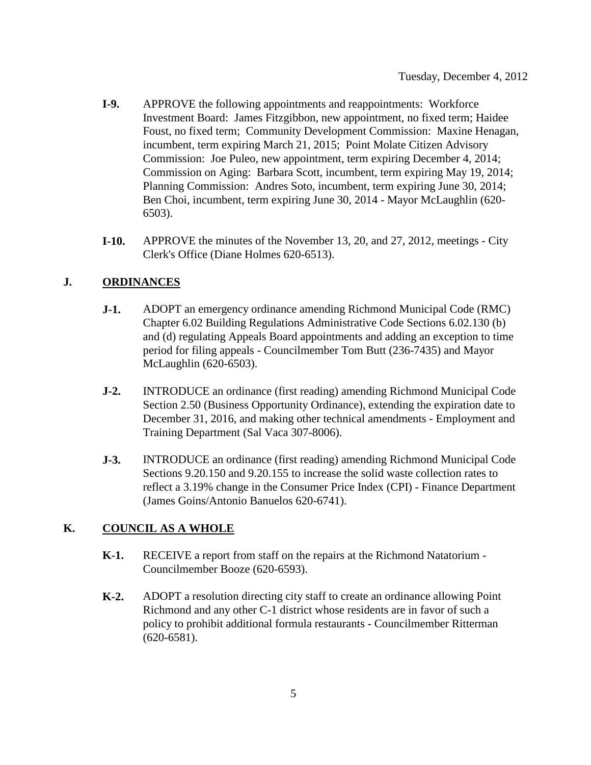**I-9.** APPROVE the following appointments and reappointments: Workforce Investment Board: James Fitzgibbon, new appointment, no fixed term; Haidee Foust, no fixed term; Community Development Commission: Maxine Henagan, incumbent, term expiring March 21, 2015; Point Molate Citizen Advisory Commission: Joe Puleo, new appointment, term expiring December 4, 2014; Commission on Aging: Barbara Scott, incumbent, term expiring May 19, 2014; Planning Commission: Andres Soto, incumbent, term expiring June 30, 2014; Ben Choi, incumbent, term expiring June 30, 2014 - Mayor McLaughlin (620-6503).

**I-10.** APPROVE the minutes of the November 13, 20, and 27, 2012, meetings - City Clerk's Office (Diane Holmes 620-6513).

## J. ORDINANCES

**J-1.** ADOPT an emergency ordinance amending Richmond Municipal Code (RMC) Chapter 6.02 Building Regulations Administrative Code Sections 6.02.130 (b) and (d) regulating Appeals Board appointments and adding an exception to time period for filing appeals - Councilmember Tom Butt (236-7435) and Mayor McLaughlin (620-6503).

**J-2.** INTRODUCE an ordinance (first reading) amending Richmond Municipal Code Section 2.50 (Business Opportunity Ordinance), extending the expiration date to December 31, 2016, and making other technical amendments - Employment and Training Department (Sal Vaca 307-8006).

**J-3.** INTRODUCE an ordinance (first reading) amending Richmond Municipal Code Sections 9.20.150 and 9.20.155 to increase the solid waste collection rates to reflect a 3.19% change in the Consumer Price Index (CPI) - Finance Department (James Goins/Antonio Banuelos 620-6741).

## K. COUNCIL AS A WHOLE

**K-1.** RECEIVE a report from staff on the repairs at the Richmond Natatorium - Councilmember Booze (620-6593).

**K-2.** ADOPT a resolution directing city staff to create an ordinance allowing Point Richmond and any other C-1 district whose residents are in favor of such a policy to prohibit additional formula restaurants - Councilmember Ritterman (620-6581).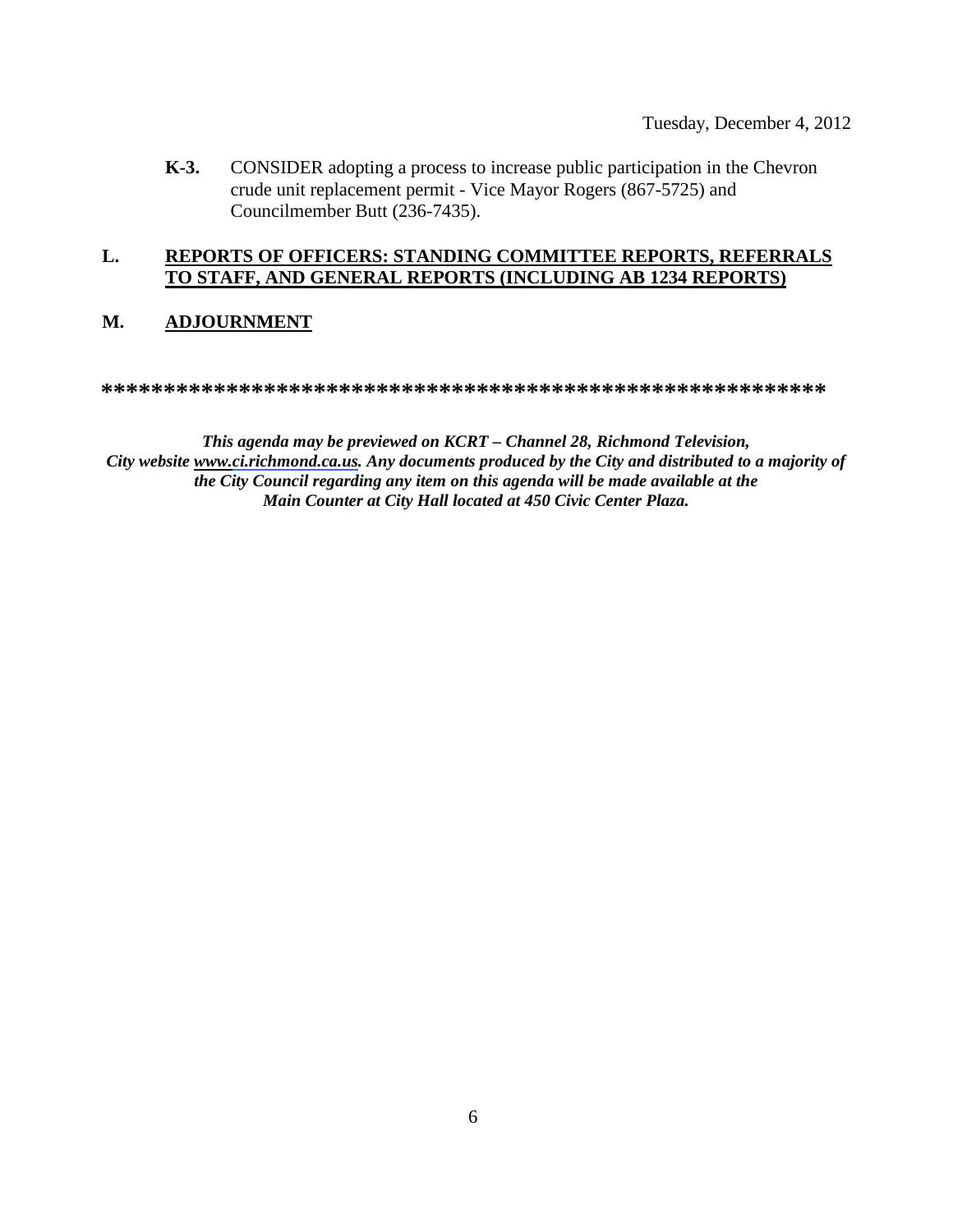**K-3.** CONSIDER adopting a process to increase public participation in the Chevron crude unit replacement permit - Vice Mayor Rogers (867-5725) and Councilmember Butt (236-7435).

## L. REPORTS OF OFFICERS: STANDING COMMITTEE REPORTS, REFERRALS TO STAFF, AND GENERAL REPORTS (INCLUDING AB 1234 REPORTS)

## M. ADJOURNMENT

**\*\*\*\*\*\*\*\*\*\*\*\*\*\*\*\*\*\*\*\*\*\*\*\*\*\*\*\*\*\*\*\*\*\*\*\*\*\*\*\*\*\*\*\*\*\*\*\*\*\*\*\*\*\*\*\*\*\*\*\*\*\***

***This agenda may be previewed on KCRT – Channel 28, Richmond Television, City website www.ci.richmond.ca.us. Any documents produced by the City and distributed to a majority of the City Council regarding any item on this agenda will be made available at the Main Counter at City Hall located at 450 Civic Center Plaza.***